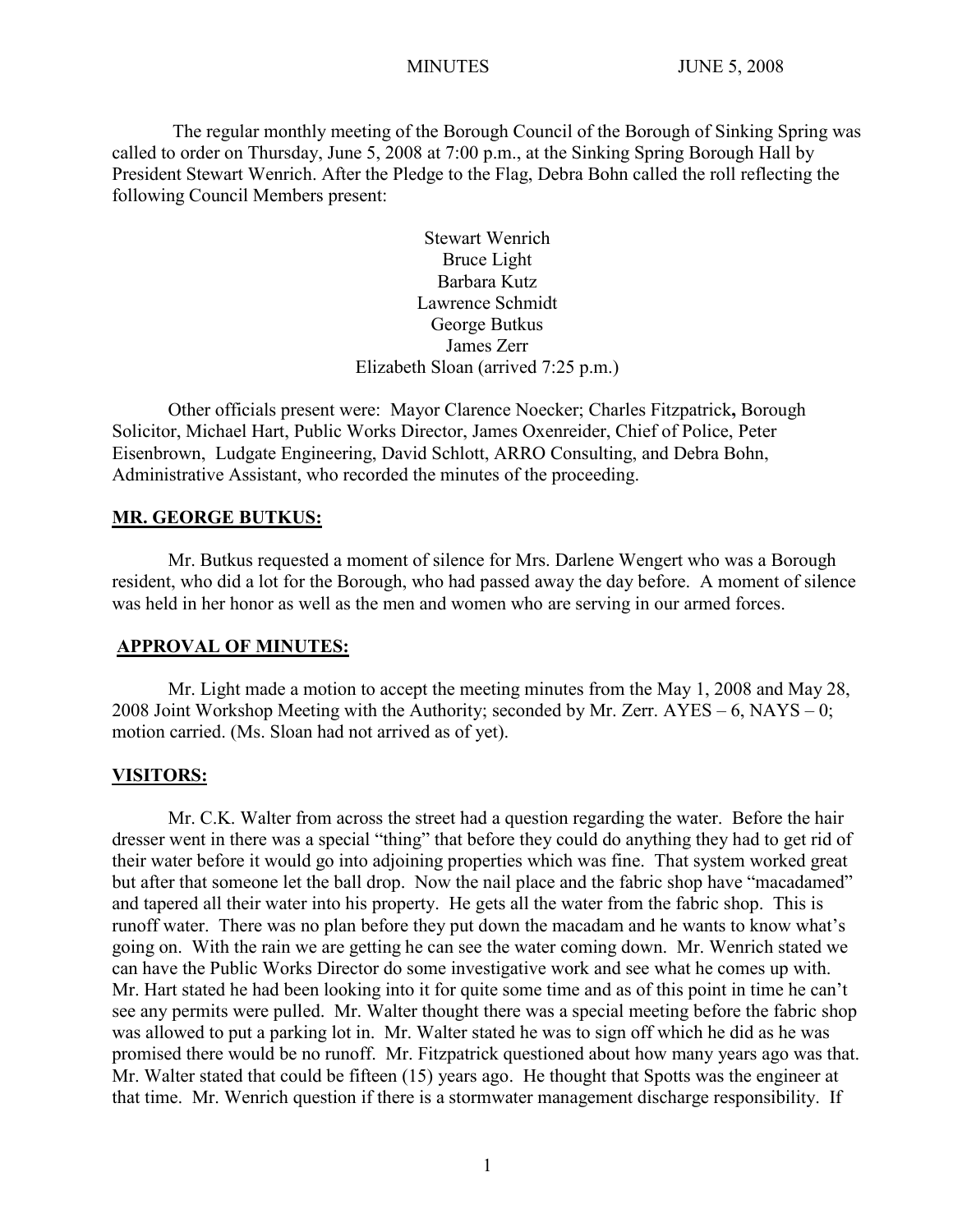The regular monthly meeting of the Borough Council of the Borough of Sinking Spring was called to order on Thursday, June 5, 2008 at 7:00 p.m., at the Sinking Spring Borough Hall by President Stewart Wenrich. After the Pledge to the Flag, Debra Bohn called the roll reflecting the following Council Members present:

Stewart Wenrich
Bruce Light
Barbara Kutz
Lawrence Schmidt
George Butkus
James Zerr
Elizabeth Sloan (arrived 7:25 p.m.)

Other officials present were: Mayor Clarence Noecker; Charles Fitzpatrick**,** Borough Solicitor, Michael Hart, Public Works Director, James Oxenreider, Chief of Police, Peter Eisenbrown, Ludgate Engineering, David Schlott, ARRO Consulting, and Debra Bohn, Administrative Assistant, who recorded the minutes of the proceeding.

**MR. GEORGE BUTKUS:**

Mr. Butkus requested a moment of silence for Mrs. Darlene Wengert who was a Borough resident, who did a lot for the Borough, who had passed away the day before. A moment of silence was held in her honor as well as the men and women who are serving in our armed forces.

**APPROVAL OF MINUTES:**

Mr. Light made a motion to accept the meeting minutes from the May 1, 2008 and May 28, 2008 Joint Workshop Meeting with the Authority; seconded by Mr. Zerr. AYES – 6, NAYS – 0; motion carried. (Ms. Sloan had not arrived as of yet).

**VISITORS:**

Mr. C.K. Walter from across the street had a question regarding the water. Before the hair dresser went in there was a special "thing" that before they could do anything they had to get rid of their water before it would go into adjoining properties which was fine. That system worked great but after that someone let the ball drop. Now the nail place and the fabric shop have "macadamed" and tapered all their water into his property. He gets all the water from the fabric shop. This is runoff water. There was no plan before they put down the macadam and he wants to know what's going on. With the rain we are getting he can see the water coming down. Mr. Wenrich stated we can have the Public Works Director do some investigative work and see what he comes up with. Mr. Hart stated he had been looking into it for quite some time and as of this point in time he can't see any permits were pulled. Mr. Walter thought there was a special meeting before the fabric shop was allowed to put a parking lot in. Mr. Walter stated he was to sign off which he did as he was promised there would be no runoff. Mr. Fitzpatrick questioned about how many years ago was that. Mr. Walter stated that could be fifteen (15) years ago. He thought that Spotts was the engineer at that time. Mr. Wenrich question if there is a stormwater management discharge responsibility. If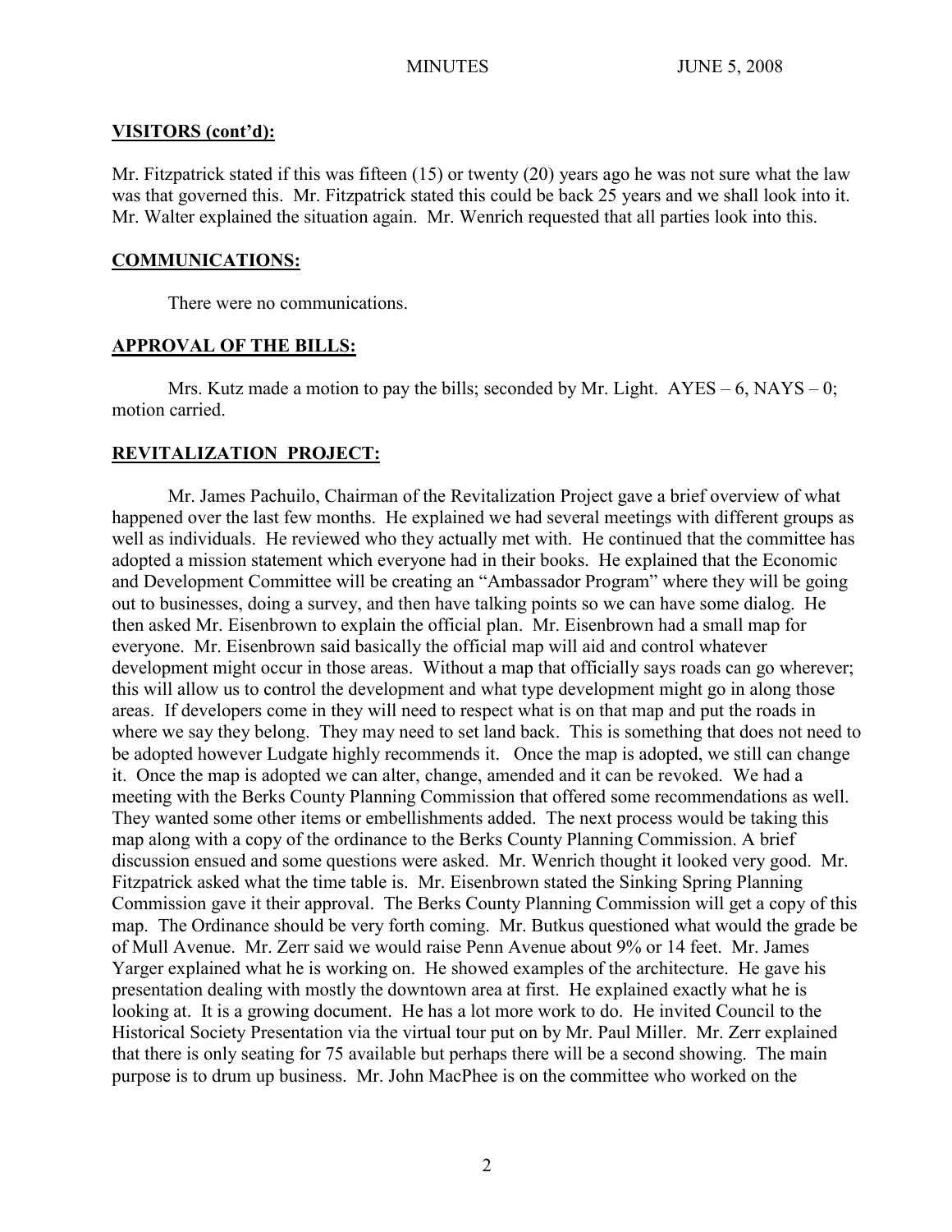**VISITORS (cont'd):**

Mr. Fitzpatrick stated if this was fifteen (15) or twenty (20) years ago he was not sure what the law was that governed this. Mr. Fitzpatrick stated this could be back 25 years and we shall look into it. Mr. Walter explained the situation again. Mr. Wenrich requested that all parties look into this.

**COMMUNICATIONS:**

There were no communications.

**APPROVAL OF THE BILLS:**

Mrs. Kutz made a motion to pay the bills; seconded by Mr. Light. AYES – 6, NAYS – 0; motion carried.

**REVITALIZATION PROJECT:**

Mr. James Pachuilo, Chairman of the Revitalization Project gave a brief overview of what happened over the last few months. He explained we had several meetings with different groups as well as individuals. He reviewed who they actually met with. He continued that the committee has adopted a mission statement which everyone had in their books. He explained that the Economic and Development Committee will be creating an "Ambassador Program" where they will be going out to businesses, doing a survey, and then have talking points so we can have some dialog. He then asked Mr. Eisenbrown to explain the official plan. Mr. Eisenbrown had a small map for everyone. Mr. Eisenbrown said basically the official map will aid and control whatever development might occur in those areas. Without a map that officially says roads can go wherever; this will allow us to control the development and what type development might go in along those areas. If developers come in they will need to respect what is on that map and put the roads in where we say they belong. They may need to set land back. This is something that does not need to be adopted however Ludgate highly recommends it. Once the map is adopted, we still can change it. Once the map is adopted we can alter, change, amended and it can be revoked. We had a meeting with the Berks County Planning Commission that offered some recommendations as well. They wanted some other items or embellishments added. The next process would be taking this map along with a copy of the ordinance to the Berks County Planning Commission. A brief discussion ensued and some questions were asked. Mr. Wenrich thought it looked very good. Mr. Fitzpatrick asked what the time table is. Mr. Eisenbrown stated the Sinking Spring Planning Commission gave it their approval. The Berks County Planning Commission will get a copy of this map. The Ordinance should be very forth coming. Mr. Butkus questioned what would the grade be of Mull Avenue. Mr. Zerr said we would raise Penn Avenue about 9% or 14 feet. Mr. James Yarger explained what he is working on. He showed examples of the architecture. He gave his presentation dealing with mostly the downtown area at first. He explained exactly what he is looking at. It is a growing document. He has a lot more work to do. He invited Council to the Historical Society Presentation via the virtual tour put on by Mr. Paul Miller. Mr. Zerr explained that there is only seating for 75 available but perhaps there will be a second showing. The main purpose is to drum up business. Mr. John MacPhee is on the committee who worked on the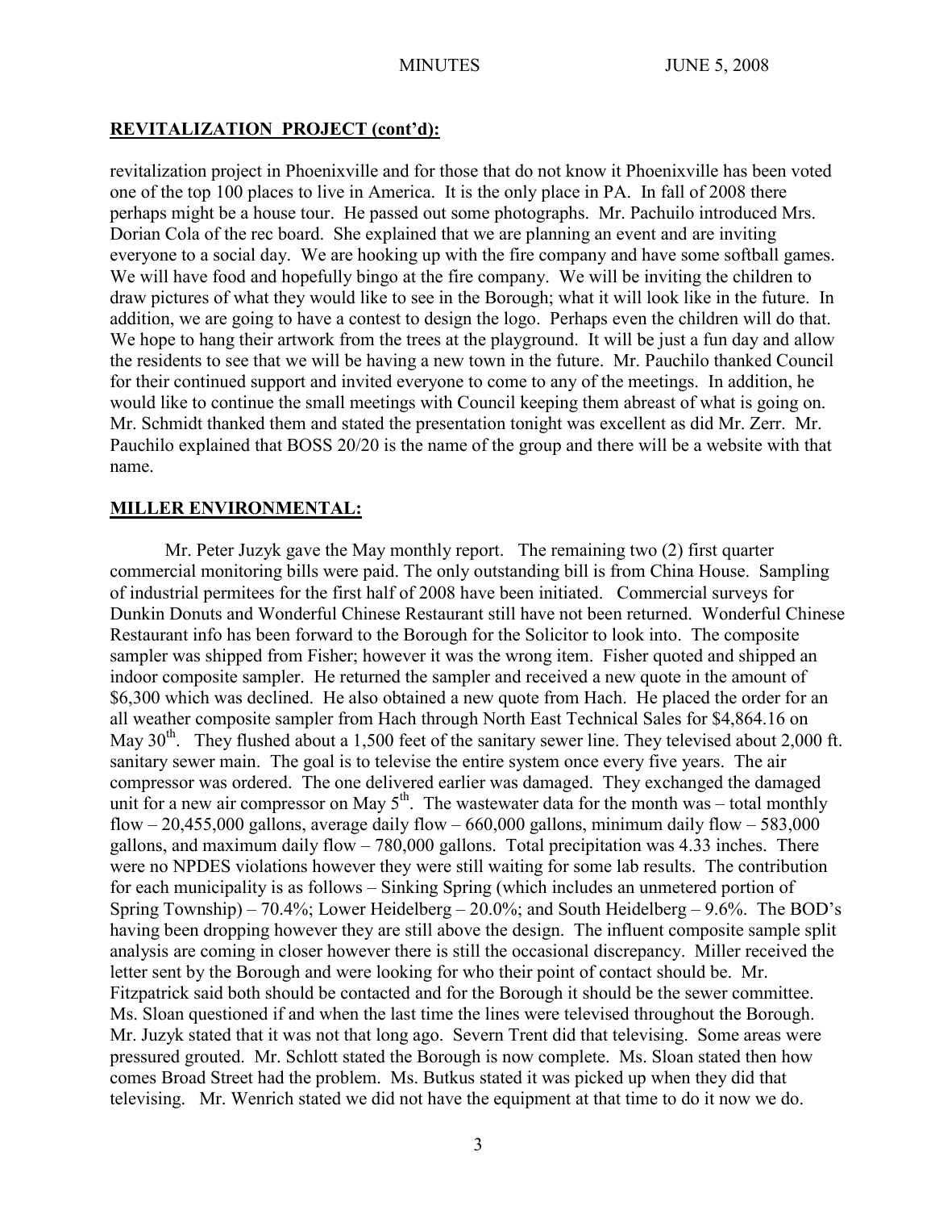## REVITALIZATION PROJECT (cont'd):

revitalization project in Phoenixville and for those that do not know it Phoenixville has been voted one of the top 100 places to live in America. It is the only place in PA. In fall of 2008 there perhaps might be a house tour. He passed out some photographs. Mr. Pachuilo introduced Mrs. Dorian Cola of the rec board. She explained that we are planning an event and are inviting everyone to a social day. We are hooking up with the fire company and have some softball games. We will have food and hopefully bingo at the fire company. We will be inviting the children to draw pictures of what they would like to see in the Borough; what it will look like in the future. In addition, we are going to have a contest to design the logo. Perhaps even the children will do that. We hope to hang their artwork from the trees at the playground. It will be just a fun day and allow the residents to see that we will be having a new town in the future. Mr. Pauchilo thanked Council for their continued support and invited everyone to come to any of the meetings. In addition, he would like to continue the small meetings with Council keeping them abreast of what is going on. Mr. Schmidt thanked them and stated the presentation tonight was excellent as did Mr. Zerr. Mr. Pauchilo explained that BOSS 20/20 is the name of the group and there will be a website with that name.

## MILLER ENVIRONMENTAL:

Mr. Peter Juzyk gave the May monthly report. The remaining two (2) first quarter commercial monitoring bills were paid. The only outstanding bill is from China House. Sampling of industrial permitees for the first half of 2008 have been initiated. Commercial surveys for Dunkin Donuts and Wonderful Chinese Restaurant still have not been returned. Wonderful Chinese Restaurant info has been forward to the Borough for the Solicitor to look into. The composite sampler was shipped from Fisher; however it was the wrong item. Fisher quoted and shipped an indoor composite sampler. He returned the sampler and received a new quote in the amount of $6,300 which was declined. He also obtained a new quote from Hach. He placed the order for an all weather composite sampler from Hach through North East Technical Sales for $4,864.16 on May 30th. They flushed about a 1,500 feet of the sanitary sewer line. They televised about 2,000 ft. sanitary sewer main. The goal is to televise the entire system once every five years. The air compressor was ordered. The one delivered earlier was damaged. They exchanged the damaged unit for a new air compressor on May 5th. The wastewater data for the month was – total monthly flow – 20,455,000 gallons, average daily flow – 660,000 gallons, minimum daily flow – 583,000 gallons, and maximum daily flow – 780,000 gallons. Total precipitation was 4.33 inches. There were no NPDES violations however they were still waiting for some lab results. The contribution for each municipality is as follows – Sinking Spring (which includes an unmetered portion of Spring Township) – 70.4%; Lower Heidelberg – 20.0%; and South Heidelberg – 9.6%. The BOD's having been dropping however they are still above the design. The influent composite sample split analysis are coming in closer however there is still the occasional discrepancy. Miller received the letter sent by the Borough and were looking for who their point of contact should be. Mr. Fitzpatrick said both should be contacted and for the Borough it should be the sewer committee. Ms. Sloan questioned if and when the last time the lines were televised throughout the Borough. Mr. Juzyk stated that it was not that long ago. Severn Trent did that televising. Some areas were pressured grouted. Mr. Schlott stated the Borough is now complete. Ms. Sloan stated then how comes Broad Street had the problem. Ms. Butkus stated it was picked up when they did that televising. Mr. Wenrich stated we did not have the equipment at that time to do it now we do.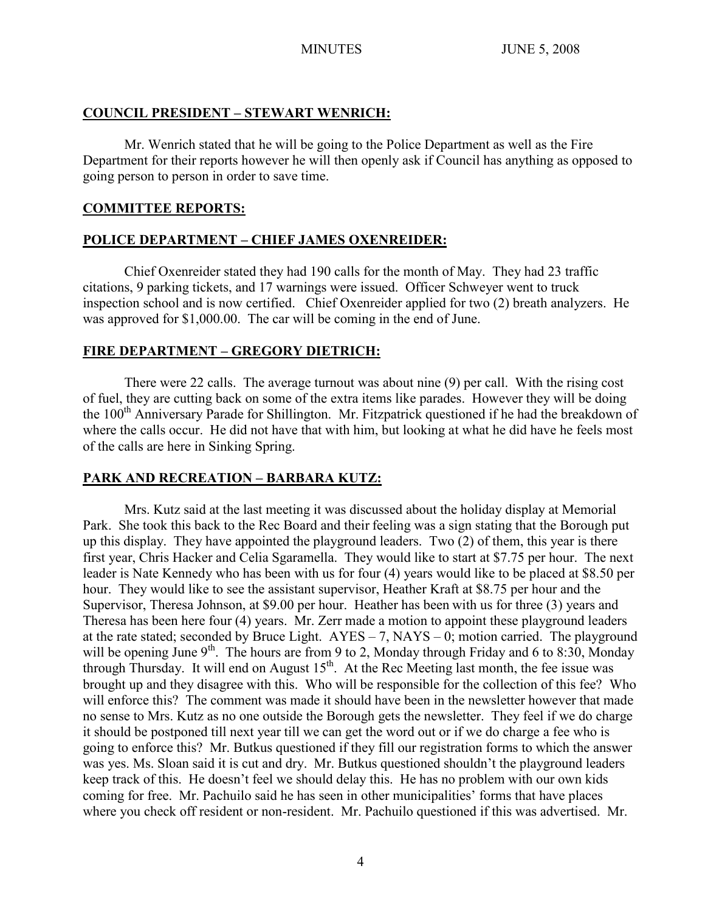## COUNCIL PRESIDENT – STEWART WENRICH:

Mr. Wenrich stated that he will be going to the Police Department as well as the Fire Department for their reports however he will then openly ask if Council has anything as opposed to going person to person in order to save time.

## COMMITTEE REPORTS:

## POLICE DEPARTMENT – CHIEF JAMES OXENREIDER:

Chief Oxenreider stated they had 190 calls for the month of May. They had 23 traffic citations, 9 parking tickets, and 17 warnings were issued. Officer Schweyer went to truck inspection school and is now certified. Chief Oxenreider applied for two (2) breath analyzers. He was approved for $1,000.00. The car will be coming in the end of June.

## FIRE DEPARTMENT – GREGORY DIETRICH:

There were 22 calls. The average turnout was about nine (9) per call. With the rising cost of fuel, they are cutting back on some of the extra items like parades. However they will be doing the 100th Anniversary Parade for Shillington. Mr. Fitzpatrick questioned if he had the breakdown of where the calls occur. He did not have that with him, but looking at what he did have he feels most of the calls are here in Sinking Spring.

## PARK AND RECREATION – BARBARA KUTZ:

Mrs. Kutz said at the last meeting it was discussed about the holiday display at Memorial Park. She took this back to the Rec Board and their feeling was a sign stating that the Borough put up this display. They have appointed the playground leaders. Two (2) of them, this year is there first year, Chris Hacker and Celia Sgaramella. They would like to start at $7.75 per hour. The next leader is Nate Kennedy who has been with us for four (4) years would like to be placed at $8.50 per hour. They would like to see the assistant supervisor, Heather Kraft at $8.75 per hour and the Supervisor, Theresa Johnson, at $9.00 per hour. Heather has been with us for three (3) years and Theresa has been here four (4) years. Mr. Zerr made a motion to appoint these playground leaders at the rate stated; seconded by Bruce Light. AYES – 7, NAYS – 0; motion carried. The playground will be opening June 9th. The hours are from 9 to 2, Monday through Friday and 6 to 8:30, Monday through Thursday. It will end on August 15th. At the Rec Meeting last month, the fee issue was brought up and they disagree with this. Who will be responsible for the collection of this fee? Who will enforce this? The comment was made it should have been in the newsletter however that made no sense to Mrs. Kutz as no one outside the Borough gets the newsletter. They feel if we do charge it should be postponed till next year till we can get the word out or if we do charge a fee who is going to enforce this? Mr. Butkus questioned if they fill our registration forms to which the answer was yes. Ms. Sloan said it is cut and dry. Mr. Butkus questioned shouldn't the playground leaders keep track of this. He doesn't feel we should delay this. He has no problem with our own kids coming for free. Mr. Pachuilo said he has seen in other municipalities' forms that have places where you check off resident or non-resident. Mr. Pachuilo questioned if this was advertised. Mr.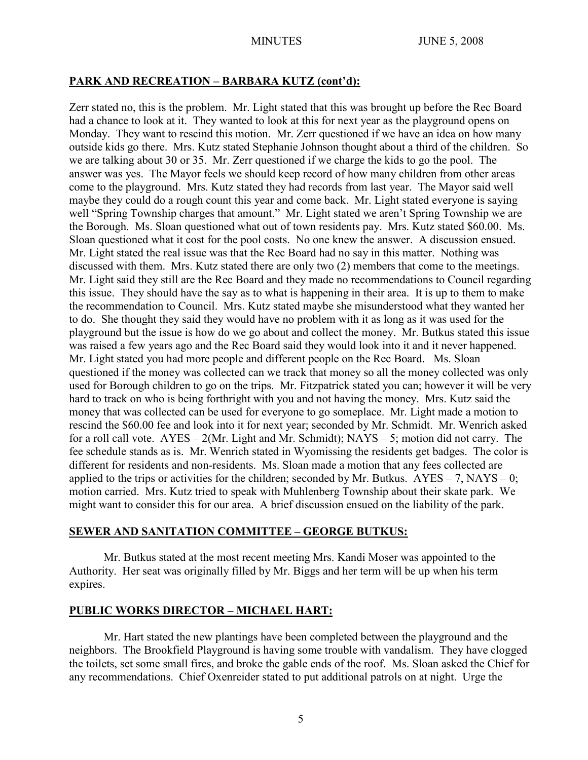## PARK AND RECREATION – BARBARA KUTZ (cont'd):

Zerr stated no, this is the problem. Mr. Light stated that this was brought up before the Rec Board had a chance to look at it. They wanted to look at this for next year as the playground opens on Monday. They want to rescind this motion. Mr. Zerr questioned if we have an idea on how many outside kids go there. Mrs. Kutz stated Stephanie Johnson thought about a third of the children. So we are talking about 30 or 35. Mr. Zerr questioned if we charge the kids to go the pool. The answer was yes. The Mayor feels we should keep record of how many children from other areas come to the playground. Mrs. Kutz stated they had records from last year. The Mayor said well maybe they could do a rough count this year and come back. Mr. Light stated everyone is saying well "Spring Township charges that amount." Mr. Light stated we aren't Spring Township we are the Borough. Ms. Sloan questioned what out of town residents pay. Mrs. Kutz stated $60.00. Ms. Sloan questioned what it cost for the pool costs. No one knew the answer. A discussion ensued. Mr. Light stated the real issue was that the Rec Board had no say in this matter. Nothing was discussed with them. Mrs. Kutz stated there are only two (2) members that come to the meetings. Mr. Light said they still are the Rec Board and they made no recommendations to Council regarding this issue. They should have the say as to what is happening in their area. It is up to them to make the recommendation to Council. Mrs. Kutz stated maybe she misunderstood what they wanted her to do. She thought they said they would have no problem with it as long as it was used for the playground but the issue is how do we go about and collect the money. Mr. Butkus stated this issue was raised a few years ago and the Rec Board said they would look into it and it never happened. Mr. Light stated you had more people and different people on the Rec Board. Ms. Sloan questioned if the money was collected can we track that money so all the money collected was only used for Borough children to go on the trips. Mr. Fitzpatrick stated you can; however it will be very hard to track on who is being forthright with you and not having the money. Mrs. Kutz said the money that was collected can be used for everyone to go someplace. Mr. Light made a motion to rescind the $60.00 fee and look into it for next year; seconded by Mr. Schmidt. Mr. Wenrich asked for a roll call vote. AYES – 2(Mr. Light and Mr. Schmidt); NAYS – 5; motion did not carry. The fee schedule stands as is. Mr. Wenrich stated in Wyomissing the residents get badges. The color is different for residents and non-residents. Ms. Sloan made a motion that any fees collected are applied to the trips or activities for the children; seconded by Mr. Butkus. AYES – 7, NAYS – 0; motion carried. Mrs. Kutz tried to speak with Muhlenberg Township about their skate park. We might want to consider this for our area. A brief discussion ensued on the liability of the park.

## SEWER AND SANITATION COMMITTEE – GEORGE BUTKUS:

Mr. Butkus stated at the most recent meeting Mrs. Kandi Moser was appointed to the Authority. Her seat was originally filled by Mr. Biggs and her term will be up when his term expires.

## PUBLIC WORKS DIRECTOR – MICHAEL HART:

Mr. Hart stated the new plantings have been completed between the playground and the neighbors. The Brookfield Playground is having some trouble with vandalism. They have clogged the toilets, set some small fires, and broke the gable ends of the roof. Ms. Sloan asked the Chief for any recommendations. Chief Oxenreider stated to put additional patrols on at night. Urge the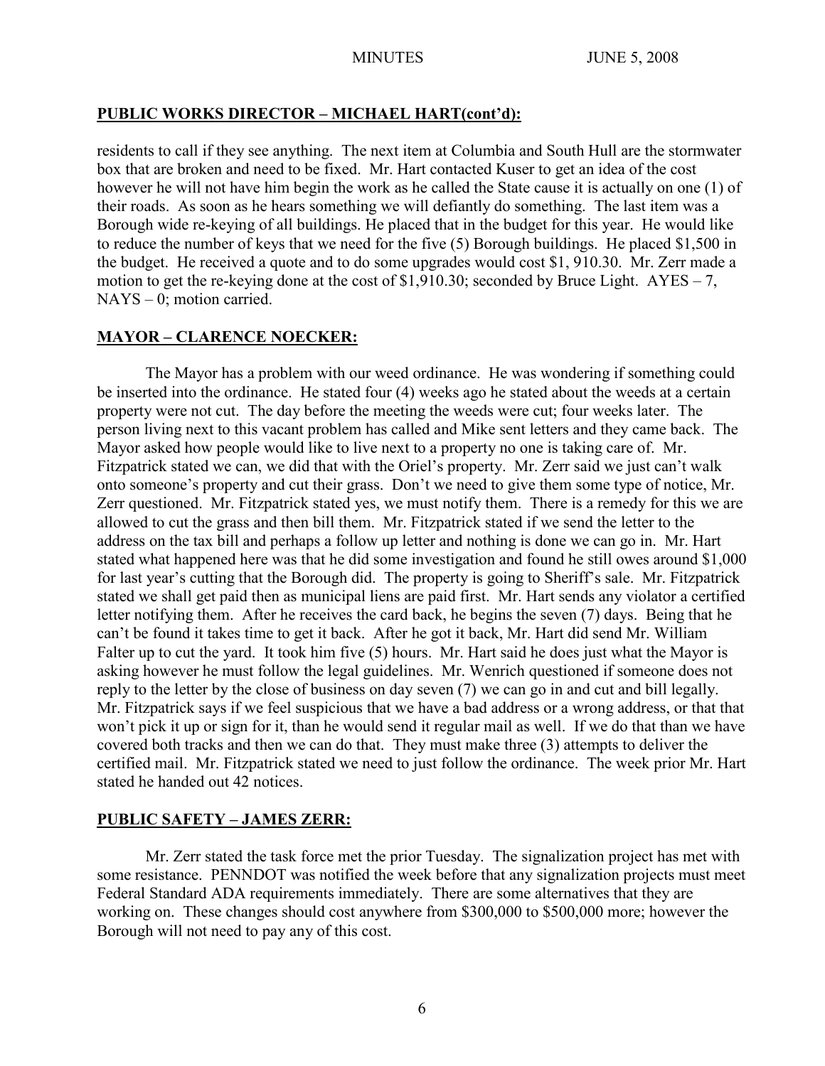## PUBLIC WORKS DIRECTOR – MICHAEL HART(cont'd):

residents to call if they see anything. The next item at Columbia and South Hull are the stormwater box that are broken and need to be fixed. Mr. Hart contacted Kuser to get an idea of the cost however he will not have him begin the work as he called the State cause it is actually on one (1) of their roads. As soon as he hears something we will defiantly do something. The last item was a Borough wide re-keying of all buildings. He placed that in the budget for this year. He would like to reduce the number of keys that we need for the five (5) Borough buildings. He placed $1,500 in the budget. He received a quote and to do some upgrades would cost $1, 910.30. Mr. Zerr made a motion to get the re-keying done at the cost of $1,910.30; seconded by Bruce Light. AYES – 7, NAYS – 0; motion carried.

## MAYOR – CLARENCE NOECKER:

The Mayor has a problem with our weed ordinance. He was wondering if something could be inserted into the ordinance. He stated four (4) weeks ago he stated about the weeds at a certain property were not cut. The day before the meeting the weeds were cut; four weeks later. The person living next to this vacant problem has called and Mike sent letters and they came back. The Mayor asked how people would like to live next to a property no one is taking care of. Mr. Fitzpatrick stated we can, we did that with the Oriel's property. Mr. Zerr said we just can't walk onto someone's property and cut their grass. Don't we need to give them some type of notice, Mr. Zerr questioned. Mr. Fitzpatrick stated yes, we must notify them. There is a remedy for this we are allowed to cut the grass and then bill them. Mr. Fitzpatrick stated if we send the letter to the address on the tax bill and perhaps a follow up letter and nothing is done we can go in. Mr. Hart stated what happened here was that he did some investigation and found he still owes around $1,000 for last year's cutting that the Borough did. The property is going to Sheriff's sale. Mr. Fitzpatrick stated we shall get paid then as municipal liens are paid first. Mr. Hart sends any violator a certified letter notifying them. After he receives the card back, he begins the seven (7) days. Being that he can't be found it takes time to get it back. After he got it back, Mr. Hart did send Mr. William Falter up to cut the yard. It took him five (5) hours. Mr. Hart said he does just what the Mayor is asking however he must follow the legal guidelines. Mr. Wenrich questioned if someone does not reply to the letter by the close of business on day seven (7) we can go in and cut and bill legally. Mr. Fitzpatrick says if we feel suspicious that we have a bad address or a wrong address, or that that won't pick it up or sign for it, than he would send it regular mail as well. If we do that than we have covered both tracks and then we can do that. They must make three (3) attempts to deliver the certified mail. Mr. Fitzpatrick stated we need to just follow the ordinance. The week prior Mr. Hart stated he handed out 42 notices.

## PUBLIC SAFETY – JAMES ZERR:

Mr. Zerr stated the task force met the prior Tuesday. The signalization project has met with some resistance. PENNDOT was notified the week before that any signalization projects must meet Federal Standard ADA requirements immediately. There are some alternatives that they are working on. These changes should cost anywhere from $300,000 to $500,000 more; however the Borough will not need to pay any of this cost.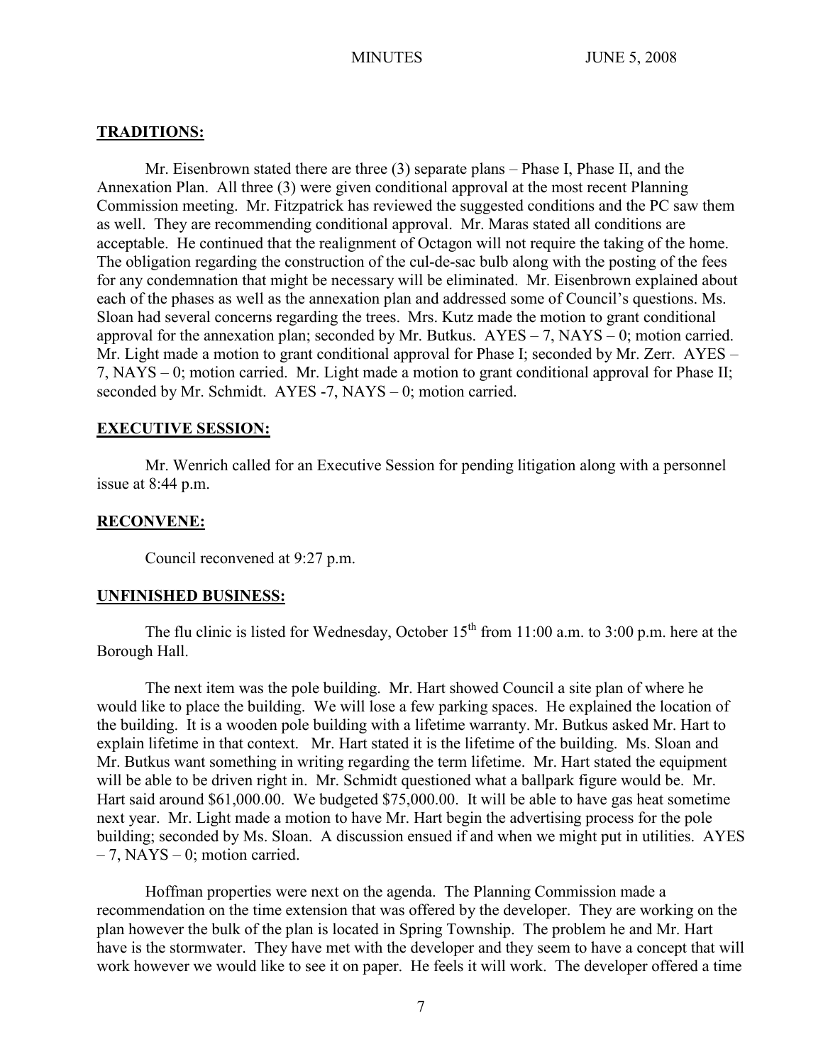## TRADITIONS:

Mr. Eisenbrown stated there are three (3) separate plans – Phase I, Phase II, and the Annexation Plan. All three (3) were given conditional approval at the most recent Planning Commission meeting. Mr. Fitzpatrick has reviewed the suggested conditions and the PC saw them as well. They are recommending conditional approval. Mr. Maras stated all conditions are acceptable. He continued that the realignment of Octagon will not require the taking of the home. The obligation regarding the construction of the cul-de-sac bulb along with the posting of the fees for any condemnation that might be necessary will be eliminated. Mr. Eisenbrown explained about each of the phases as well as the annexation plan and addressed some of Council's questions. Ms. Sloan had several concerns regarding the trees. Mrs. Kutz made the motion to grant conditional approval for the annexation plan; seconded by Mr. Butkus. AYES – 7, NAYS – 0; motion carried. Mr. Light made a motion to grant conditional approval for Phase I; seconded by Mr. Zerr. AYES – 7, NAYS – 0; motion carried. Mr. Light made a motion to grant conditional approval for Phase II; seconded by Mr. Schmidt. AYES -7, NAYS – 0; motion carried.

## EXECUTIVE SESSION:

Mr. Wenrich called for an Executive Session for pending litigation along with a personnel issue at 8:44 p.m.

## RECONVENE:

Council reconvened at 9:27 p.m.

## UNFINISHED BUSINESS:

The flu clinic is listed for Wednesday, October 15th from 11:00 a.m. to 3:00 p.m. here at the Borough Hall.

The next item was the pole building. Mr. Hart showed Council a site plan of where he would like to place the building. We will lose a few parking spaces. He explained the location of the building. It is a wooden pole building with a lifetime warranty. Mr. Butkus asked Mr. Hart to explain lifetime in that context. Mr. Hart stated it is the lifetime of the building. Ms. Sloan and Mr. Butkus want something in writing regarding the term lifetime. Mr. Hart stated the equipment will be able to be driven right in. Mr. Schmidt questioned what a ballpark figure would be. Mr. Hart said around $61,000.00. We budgeted $75,000.00. It will be able to have gas heat sometime next year. Mr. Light made a motion to have Mr. Hart begin the advertising process for the pole building; seconded by Ms. Sloan. A discussion ensued if and when we might put in utilities. AYES – 7, NAYS – 0; motion carried.

Hoffman properties were next on the agenda. The Planning Commission made a recommendation on the time extension that was offered by the developer. They are working on the plan however the bulk of the plan is located in Spring Township. The problem he and Mr. Hart have is the stormwater. They have met with the developer and they seem to have a concept that will work however we would like to see it on paper. He feels it will work. The developer offered a time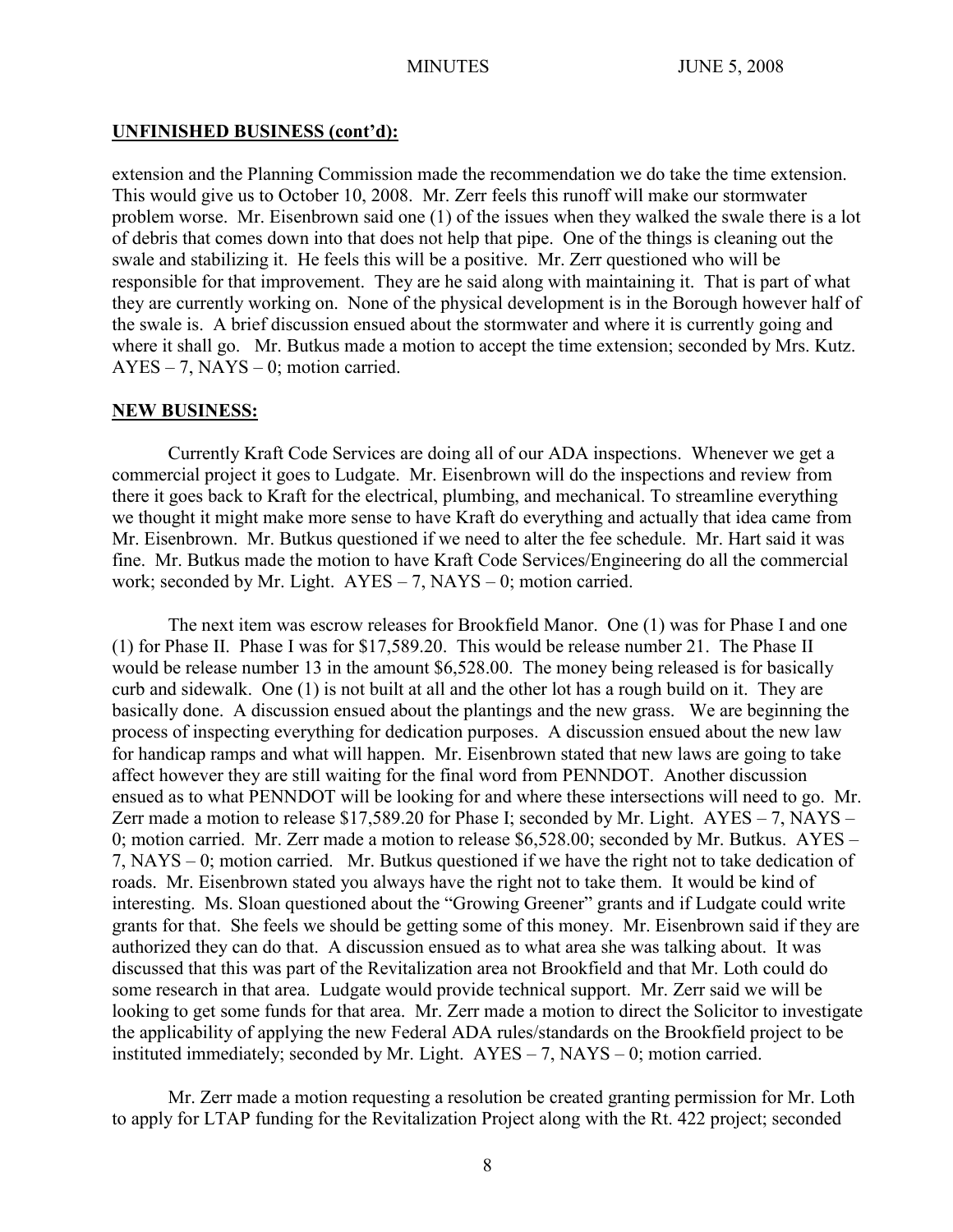## UNFINISHED BUSINESS (cont'd):

extension and the Planning Commission made the recommendation we do take the time extension. This would give us to October 10, 2008. Mr. Zerr feels this runoff will make our stormwater problem worse. Mr. Eisenbrown said one (1) of the issues when they walked the swale there is a lot of debris that comes down into that does not help that pipe. One of the things is cleaning out the swale and stabilizing it. He feels this will be a positive. Mr. Zerr questioned who will be responsible for that improvement. They are he said along with maintaining it. That is part of what they are currently working on. None of the physical development is in the Borough however half of the swale is. A brief discussion ensued about the stormwater and where it is currently going and where it shall go. Mr. Butkus made a motion to accept the time extension; seconded by Mrs. Kutz. AYES – 7, NAYS – 0; motion carried.

## NEW BUSINESS:

Currently Kraft Code Services are doing all of our ADA inspections. Whenever we get a commercial project it goes to Ludgate. Mr. Eisenbrown will do the inspections and review from there it goes back to Kraft for the electrical, plumbing, and mechanical. To streamline everything we thought it might make more sense to have Kraft do everything and actually that idea came from Mr. Eisenbrown. Mr. Butkus questioned if we need to alter the fee schedule. Mr. Hart said it was fine. Mr. Butkus made the motion to have Kraft Code Services/Engineering do all the commercial work; seconded by Mr. Light. AYES – 7, NAYS – 0; motion carried.

The next item was escrow releases for Brookfield Manor. One (1) was for Phase I and one (1) for Phase II. Phase I was for $17,589.20. This would be release number 21. The Phase II would be release number 13 in the amount $6,528.00. The money being released is for basically curb and sidewalk. One (1) is not built at all and the other lot has a rough build on it. They are basically done. A discussion ensued about the plantings and the new grass. We are beginning the process of inspecting everything for dedication purposes. A discussion ensued about the new law for handicap ramps and what will happen. Mr. Eisenbrown stated that new laws are going to take affect however they are still waiting for the final word from PENNDOT. Another discussion ensued as to what PENNDOT will be looking for and where these intersections will need to go. Mr. Zerr made a motion to release $17,589.20 for Phase I; seconded by Mr. Light. AYES – 7, NAYS – 0; motion carried. Mr. Zerr made a motion to release $6,528.00; seconded by Mr. Butkus. AYES – 7, NAYS – 0; motion carried. Mr. Butkus questioned if we have the right not to take dedication of roads. Mr. Eisenbrown stated you always have the right not to take them. It would be kind of interesting. Ms. Sloan questioned about the "Growing Greener" grants and if Ludgate could write grants for that. She feels we should be getting some of this money. Mr. Eisenbrown said if they are authorized they can do that. A discussion ensued as to what area she was talking about. It was discussed that this was part of the Revitalization area not Brookfield and that Mr. Loth could do some research in that area. Ludgate would provide technical support. Mr. Zerr said we will be looking to get some funds for that area. Mr. Zerr made a motion to direct the Solicitor to investigate the applicability of applying the new Federal ADA rules/standards on the Brookfield project to be instituted immediately; seconded by Mr. Light. AYES – 7, NAYS – 0; motion carried.

Mr. Zerr made a motion requesting a resolution be created granting permission for Mr. Loth to apply for LTAP funding for the Revitalization Project along with the Rt. 422 project; seconded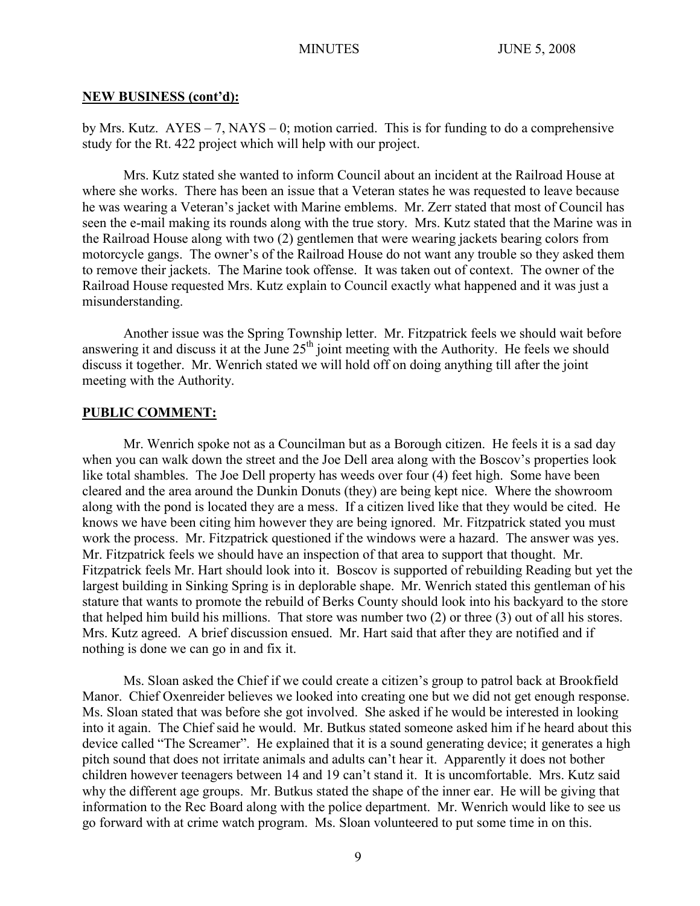**NEW BUSINESS (cont'd):**

by Mrs. Kutz. AYES – 7, NAYS – 0; motion carried. This is for funding to do a comprehensive study for the Rt. 422 project which will help with our project.

Mrs. Kutz stated she wanted to inform Council about an incident at the Railroad House at where she works. There has been an issue that a Veteran states he was requested to leave because he was wearing a Veteran's jacket with Marine emblems. Mr. Zerr stated that most of Council has seen the e-mail making its rounds along with the true story. Mrs. Kutz stated that the Marine was in the Railroad House along with two (2) gentlemen that were wearing jackets bearing colors from motorcycle gangs. The owner's of the Railroad House do not want any trouble so they asked them to remove their jackets. The Marine took offense. It was taken out of context. The owner of the Railroad House requested Mrs. Kutz explain to Council exactly what happened and it was just a misunderstanding.

Another issue was the Spring Township letter. Mr. Fitzpatrick feels we should wait before answering it and discuss it at the June 25th joint meeting with the Authority. He feels we should discuss it together. Mr. Wenrich stated we will hold off on doing anything till after the joint meeting with the Authority.

**PUBLIC COMMENT:**

Mr. Wenrich spoke not as a Councilman but as a Borough citizen. He feels it is a sad day when you can walk down the street and the Joe Dell area along with the Boscov's properties look like total shambles. The Joe Dell property has weeds over four (4) feet high. Some have been cleared and the area around the Dunkin Donuts (they) are being kept nice. Where the showroom along with the pond is located they are a mess. If a citizen lived like that they would be cited. He knows we have been citing him however they are being ignored. Mr. Fitzpatrick stated you must work the process. Mr. Fitzpatrick questioned if the windows were a hazard. The answer was yes. Mr. Fitzpatrick feels we should have an inspection of that area to support that thought. Mr. Fitzpatrick feels Mr. Hart should look into it. Boscov is supported of rebuilding Reading but yet the largest building in Sinking Spring is in deplorable shape. Mr. Wenrich stated this gentleman of his stature that wants to promote the rebuild of Berks County should look into his backyard to the store that helped him build his millions. That store was number two (2) or three (3) out of all his stores. Mrs. Kutz agreed. A brief discussion ensued. Mr. Hart said that after they are notified and if nothing is done we can go in and fix it.

Ms. Sloan asked the Chief if we could create a citizen's group to patrol back at Brookfield Manor. Chief Oxenreider believes we looked into creating one but we did not get enough response. Ms. Sloan stated that was before she got involved. She asked if he would be interested in looking into it again. The Chief said he would. Mr. Butkus stated someone asked him if he heard about this device called "The Screamer". He explained that it is a sound generating device; it generates a high pitch sound that does not irritate animals and adults can't hear it. Apparently it does not bother children however teenagers between 14 and 19 can't stand it. It is uncomfortable. Mrs. Kutz said why the different age groups. Mr. Butkus stated the shape of the inner ear. He will be giving that information to the Rec Board along with the police department. Mr. Wenrich would like to see us go forward with at crime watch program. Ms. Sloan volunteered to put some time in on this.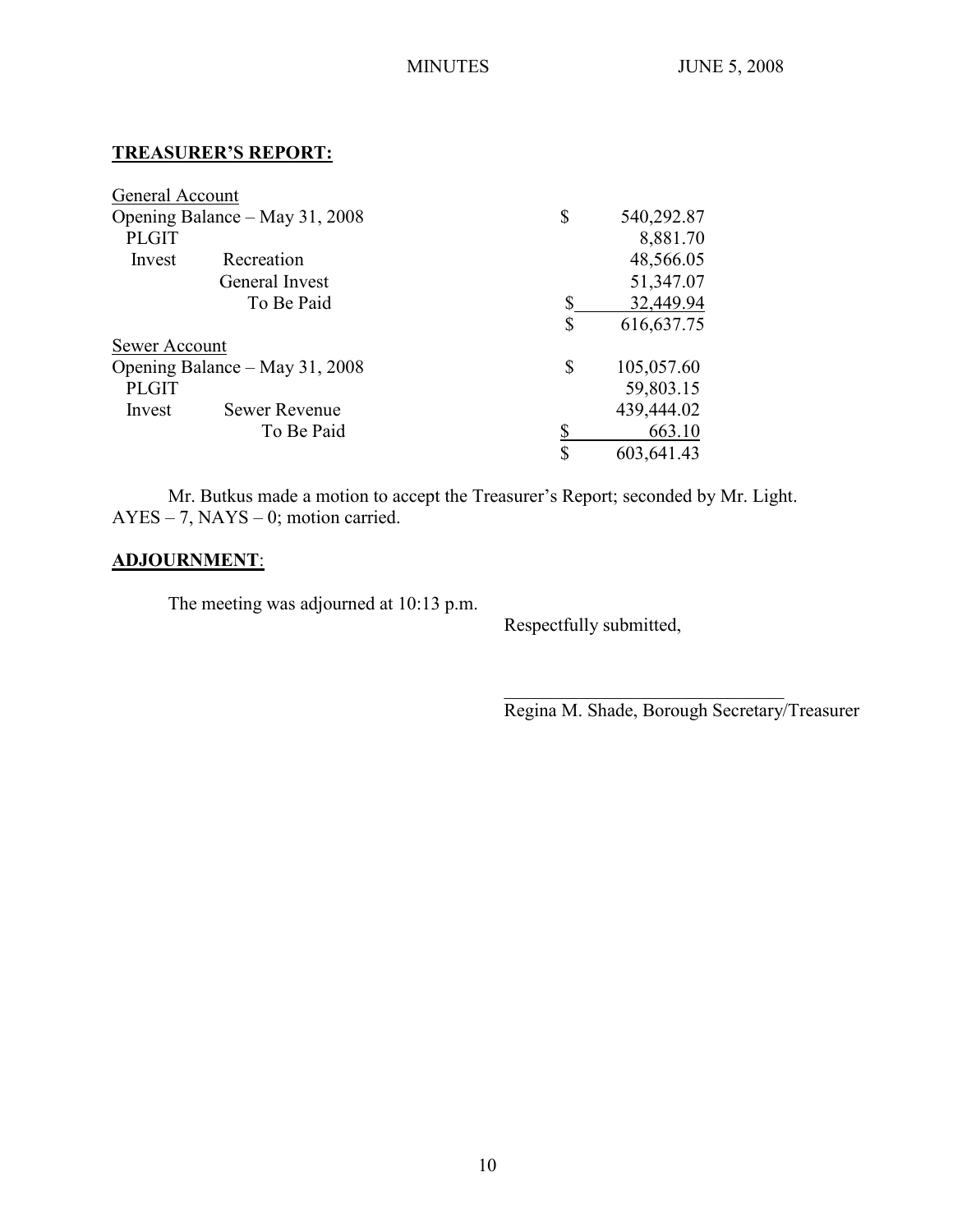**TREASURER'S REPORT:**

| | | | |
|---|---|---|---|
| General Account | | | |
| Opening Balance – May 31, 2008 | | $ | 540,292.87 |
| PLGIT | | | 8,881.70 |
| Invest | Recreation | | 48,566.05 |
| | General Invest | | 51,347.07 |
| | To Be Paid | $ | 32,449.94 |
| | | $ | 616,637.75 |
| Sewer Account | | | |
| Opening Balance – May 31, 2008 | | $ | 105,057.60 |
| PLGIT | | | 59,803.15 |
| Invest | Sewer Revenue | | 439,444.02 |
| | To Be Paid | $ | 663.10 |
| | | $ | 603,641.43 |

Mr. Butkus made a motion to accept the Treasurer's Report; seconded by Mr. Light. AYES – 7, NAYS – 0; motion carried.

**ADJOURNMENT**:

The meeting was adjourned at 10:13 p.m.

Respectfully submitted,

\_\_\_\_\_\_\_\_\_\_\_\_\_\_\_\_\_\_\_\_\_\_\_\_\_\_\_\_\_\_\_

Regina M. Shade, Borough Secretary/Treasurer